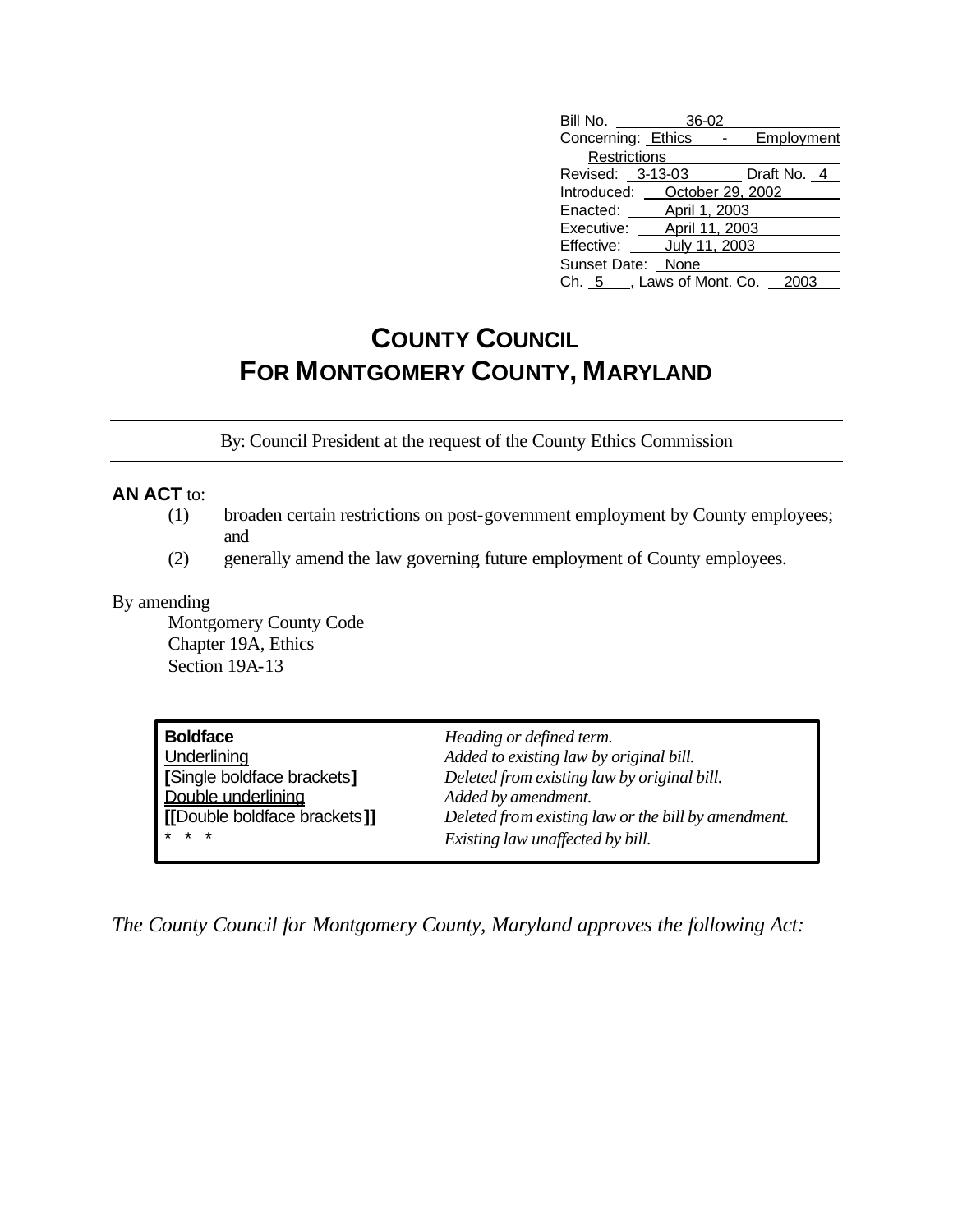Bill No. 36-02
Concerning: Ethics - Employment Restrictions
Revised: 3-13-03 Draft No. 4
Introduced: October 29, 2002
Enacted: April 1, 2003
Executive: April 11, 2003
Effective: July 11, 2003
Sunset Date: None
Ch. 5 , Laws of Mont. Co. 2003

# COUNTY COUNCIL
# FOR MONTGOMERY COUNTY, MARYLAND

By: Council President at the request of the County Ethics Commission

**AN ACT** to:

(1) broaden certain restrictions on post-government employment by County employees; and
(2) generally amend the law governing future employment of County employees.

By amending
Montgomery County Code
Chapter 19A, Ethics
Section 19A-13

| | |
|---|---|
| **Boldface** | *Heading or defined term.* |
| Underlining | *Added to existing law by original bill.* |
| **[**Single boldface brackets**]** | *Deleted from existing law by original bill.* |
| Double underlining | *Added by amendment.* |
| **[[**Double boldface brackets**]]** | *Deleted from existing law or the bill by amendment.* |
| * * * | *Existing law unaffected by bill.* |

*The County Council for Montgomery County, Maryland approves the following Act:*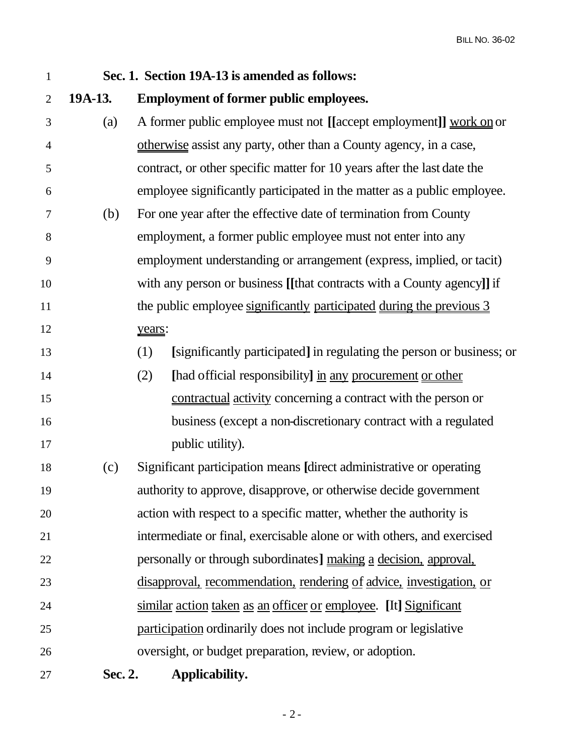**Sec. 1. Section 19A-13 is amended as follows:**

**19A-13. Employment of former public employees.**

(a) A former public employee must not **[[**accept employment**]]** work on or otherwise assist any party, other than a County agency, in a case, contract, or other specific matter for 10 years after the last date the employee significantly participated in the matter as a public employee.

(b) For one year after the effective date of termination from County employment, a former public employee must not enter into any employment understanding or arrangement (express, implied, or tacit) with any person or business **[[**that contracts with a County agency**]]** if the public employee significantly participated during the previous 3 years:

(1) **[**significantly participated**]** in regulating the person or business; or

(2) **[**had official responsibility**]** in any procurement or other contractual activity concerning a contract with the person or business (except a non-discretionary contract with a regulated public utility).

(c) Significant participation means **[**direct administrative or operating authority to approve, disapprove, or otherwise decide government action with respect to a specific matter, whether the authority is intermediate or final, exercisable alone or with others, and exercised personally or through subordinates**]** making a decision, approval, disapproval, recommendation, rendering of advice, investigation, or similar action taken as an officer or employee. **[**It**]** Significant participation ordinarily does not include program or legislative oversight, or budget preparation, review, or adoption.

**Sec. 2. Applicability.**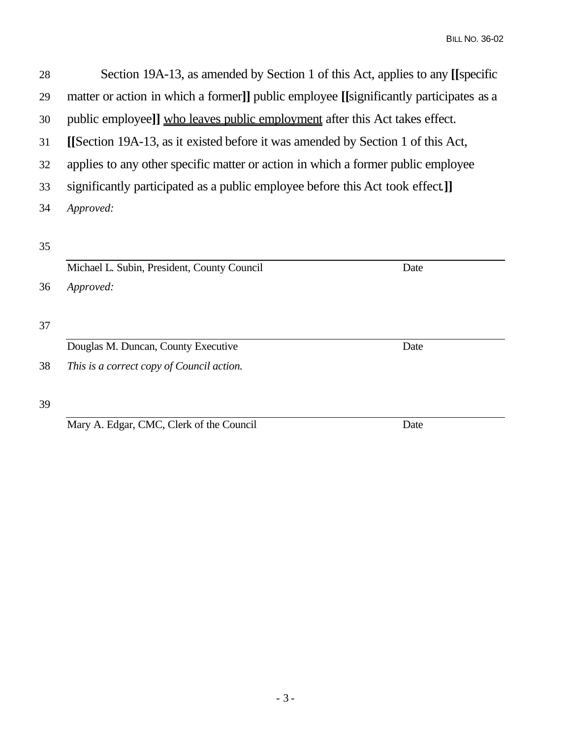28 Section 19A-13, as amended by Section 1 of this Act, applies to any **[[**specific
29 matter or action in which a former**]]** public employee **[[**significantly participates as a
30 public employee**]]** <u>who leaves public employment</u> after this Act takes effect.
31 **[[**Section 19A-13, as it existed before it was amended by Section 1 of this Act,
32 applies to any other specific matter or action in which a former public employee
33 significantly participated as a public employee before this Act took effect.**]]**

34 *Approved:*

35

Michael L. Subin, President, County Council — Date

36 *Approved:*

37

Douglas M. Duncan, County Executive — Date

38 *This is a correct copy of Council action.*

39

Mary A. Edgar, CMC, Clerk of the Council — Date